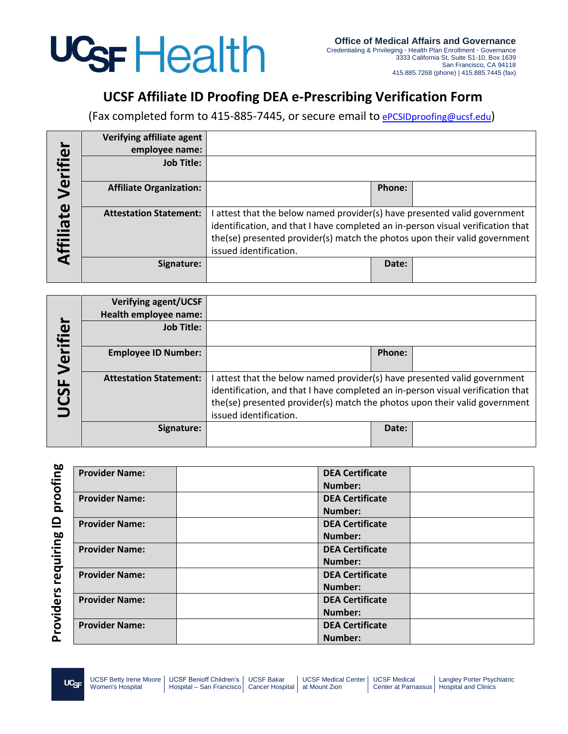UCSF Health

**Office of Medical Affairs and Governance**
Credentialing & Privileging · Health Plan Enrollment · Governance
3333 California St, Suite S1-10, Box 1639
San Francisco, CA 94118
415.885.7268 (phone) | 415.885.7445 (fax)

# UCSF Affiliate ID Proofing DEA e-Prescribing Verification Form

(Fax completed form to 415-885-7445, or secure email to ePCSIDproofing@ucsf.edu)

## Affiliate Verifier

| | | | |
|---|---|---|---|
| **Verifying affiliate agent employee name:** | | | |
| **Job Title:** | | | |
| **Affiliate Organization:** | | **Phone:** | |
| **Attestation Statement:** | I attest that the below named provider(s) have presented valid government identification, and that I have completed an in-person visual verification that the(se) presented provider(s) match the photos upon their valid government issued identification. | | |
| **Signature:** | | **Date:** | |

## UCSF Verifier

| | | | |
|---|---|---|---|
| **Verifying agent/UCSF Health employee name:** | | | |
| **Job Title:** | | | |
| **Employee ID Number:** | | **Phone:** | |
| **Attestation Statement:** | I attest that the below named provider(s) have presented valid government identification, and that I have completed an in-person visual verification that the(se) presented provider(s) match the photos upon their valid government issued identification. | | |
| **Signature:** | | **Date:** | |

## Providers requiring ID proofing

| | | | |
|---|---|---|---|
| **Provider Name:** | | **DEA Certificate Number:** | |
| **Provider Name:** | | **DEA Certificate Number:** | |
| **Provider Name:** | | **DEA Certificate Number:** | |
| **Provider Name:** | | **DEA Certificate Number:** | |
| **Provider Name:** | | **DEA Certificate Number:** | |
| **Provider Name:** | | **DEA Certificate Number:** | |
| **Provider Name:** | | **DEA Certificate Number:** | |

UCSF Betty Irene Moore Women's Hospital | UCSF Benioff Children's Hospital – San Francisco | UCSF Bakar Cancer Hospital | UCSF Medical Center at Mount Zion | UCSF Medical Center at Parnassus | Langley Porter Psychiatric Hospital and Clinics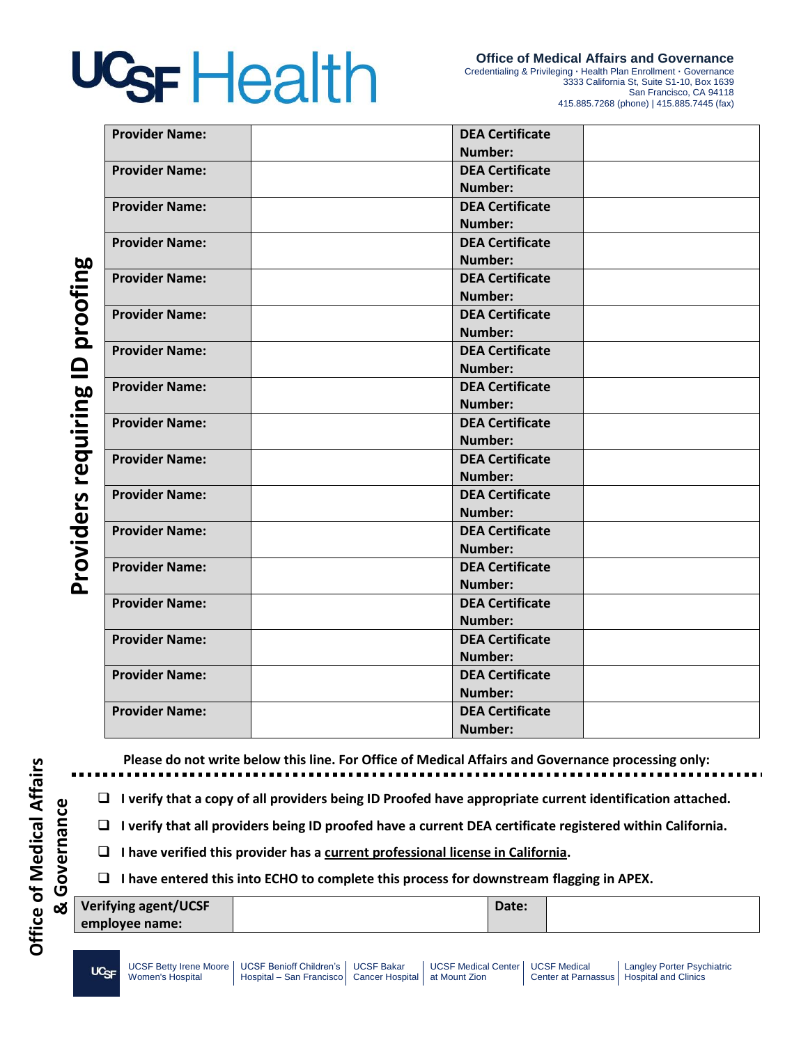# UCSF Health

**Office of Medical Affairs and Governance**
Credentialing & Privileging · Health Plan Enrollment · Governance
3333 California St, Suite S1-10, Box 1639
San Francisco, CA 94118
415.885.7268 (phone) | 415.885.7445 (fax)

## Providers requiring ID proofing

| | | | |
|---|---|---|---|
| **Provider Name:** | | **DEA Certificate Number:** | |
| **Provider Name:** | | **DEA Certificate Number:** | |
| **Provider Name:** | | **DEA Certificate Number:** | |
| **Provider Name:** | | **DEA Certificate Number:** | |
| **Provider Name:** | | **DEA Certificate Number:** | |
| **Provider Name:** | | **DEA Certificate Number:** | |
| **Provider Name:** | | **DEA Certificate Number:** | |
| **Provider Name:** | | **DEA Certificate Number:** | |
| **Provider Name:** | | **DEA Certificate Number:** | |
| **Provider Name:** | | **DEA Certificate Number:** | |
| **Provider Name:** | | **DEA Certificate Number:** | |
| **Provider Name:** | | **DEA Certificate Number:** | |
| **Provider Name:** | | **DEA Certificate Number:** | |
| **Provider Name:** | | **DEA Certificate Number:** | |
| **Provider Name:** | | **DEA Certificate Number:** | |
| **Provider Name:** | | **DEA Certificate Number:** | |
| **Provider Name:** | | **DEA Certificate Number:** | |

**Please do not write below this line. For Office of Medical Affairs and Governance processing only:**

## Office of Medical Affairs & Governance

- ❑ **I verify that a copy of all providers being ID Proofed have appropriate current identification attached.**
- ❑ **I verify that all providers being ID proofed have a current DEA certificate registered within California.**
- ❑ **I have verified this provider has a <u>current professional license in California</u>.**
- ❑ **I have entered this into ECHO to complete this process for downstream flagging in APEX.**

| | | | |
|---|---|---|---|
| **Verifying agent/UCSF employee name:** | | **Date:** | |

UCSF Betty Irene Moore Women's Hospital | UCSF Benioff Children's Hospital – San Francisco | UCSF Bakar Cancer Hospital | UCSF Medical Center at Mount Zion | UCSF Medical Center at Parnassus | Langley Porter Psychiatric Hospital and Clinics